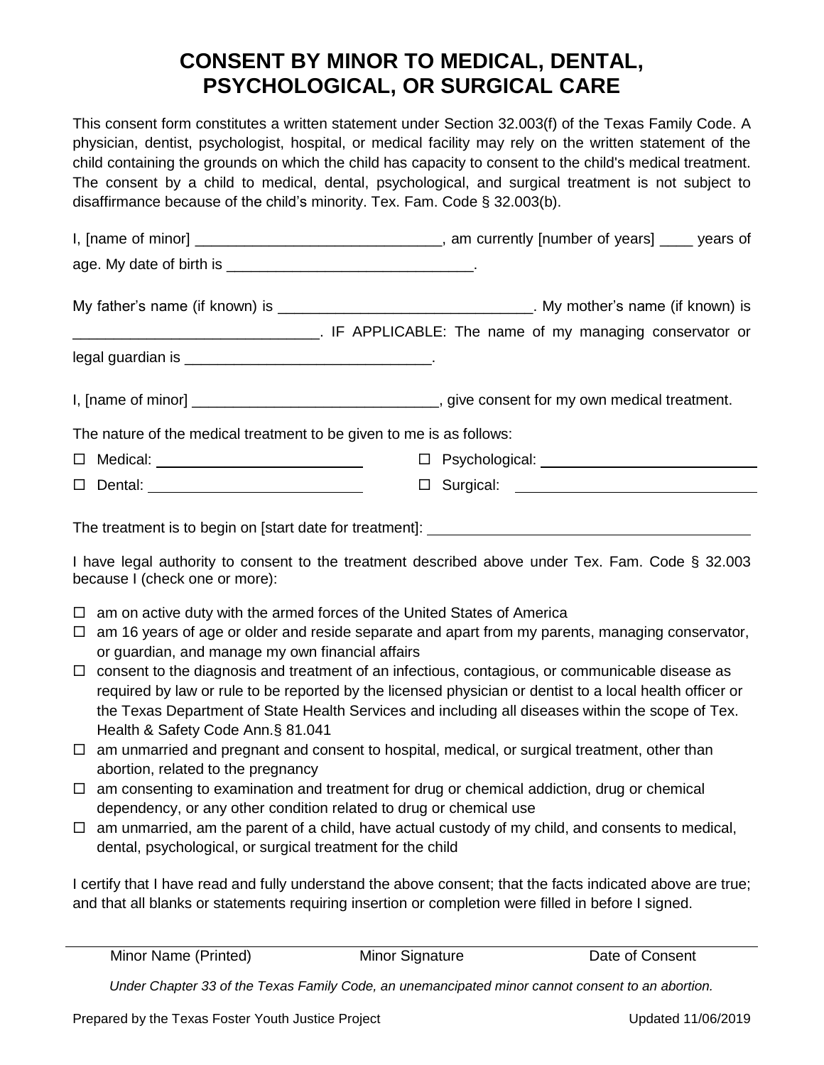# CONSENT BY MINOR TO MEDICAL, DENTAL, PSYCHOLOGICAL, OR SURGICAL CARE

This consent form constitutes a written statement under Section 32.003(f) of the Texas Family Code. A physician, dentist, psychologist, hospital, or medical facility may rely on the written statement of the child containing the grounds on which the child has capacity to consent to the child's medical treatment. The consent by a child to medical, dental, psychological, and surgical treatment is not subject to disaffirmance because of the child's minority. Tex. Fam. Code § 32.003(b).

I, [name of minor] ______________________________, am currently [number of years] ____ years of age. My date of birth is ______________________________.

My father's name (if known) is ______________________________. My mother's name (if known) is ______________________________. IF APPLICABLE: The name of my managing conservator or legal guardian is ______________________________.

I, [name of minor] ______________________________, give consent for my own medical treatment.

The nature of the medical treatment to be given to me is as follows:

- ☐ Medical: ______________________________
- ☐ Psychological: ______________________________
- ☐ Dental: ______________________________
- ☐ Surgical: ______________________________

The treatment is to begin on [start date for treatment]: ______________________________

I have legal authority to consent to the treatment described above under Tex. Fam. Code § 32.003 because I (check one or more):

- ☐ am on active duty with the armed forces of the United States of America
- ☐ am 16 years of age or older and reside separate and apart from my parents, managing conservator, or guardian, and manage my own financial affairs
- ☐ consent to the diagnosis and treatment of an infectious, contagious, or communicable disease as required by law or rule to be reported by the licensed physician or dentist to a local health officer or the Texas Department of State Health Services and including all diseases within the scope of Tex. Health & Safety Code Ann.§ 81.041
- ☐ am unmarried and pregnant and consent to hospital, medical, or surgical treatment, other than abortion, related to the pregnancy
- ☐ am consenting to examination and treatment for drug or chemical addiction, drug or chemical dependency, or any other condition related to drug or chemical use
- ☐ am unmarried, am the parent of a child, have actual custody of my child, and consents to medical, dental, psychological, or surgical treatment for the child

I certify that I have read and fully understand the above consent; that the facts indicated above are true; and that all blanks or statements requiring insertion or completion were filled in before I signed.

______________________________________________________________________

Minor Name (Printed) | Minor Signature | Date of Consent

*Under Chapter 33 of the Texas Family Code, an unemancipated minor cannot consent to an abortion.*

Prepared by the Texas Foster Youth Justice Project | Updated 11/06/2019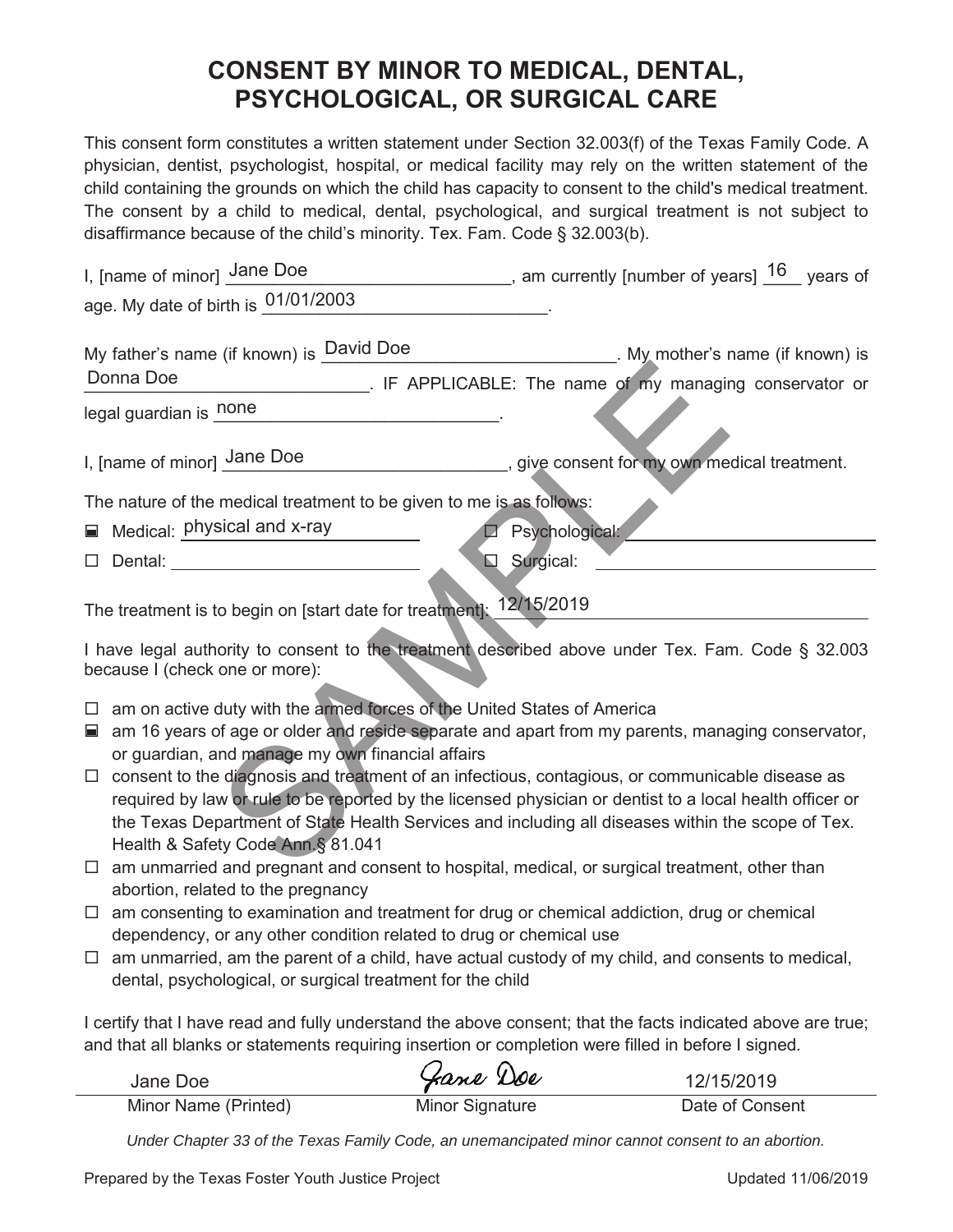# CONSENT BY MINOR TO MEDICAL, DENTAL, PSYCHOLOGICAL, OR SURGICAL CARE

This consent form constitutes a written statement under Section 32.003(f) of the Texas Family Code. A physician, dentist, psychologist, hospital, or medical facility may rely on the written statement of the child containing the grounds on which the child has capacity to consent to the child's medical treatment. The consent by a child to medical, dental, psychological, and surgical treatment is not subject to disaffirmance because of the child's minority. Tex. Fam. Code § 32.003(b).

I, [name of minor] Jane Doe, am currently [number of years] 16 years of age. My date of birth is 01/01/2003.

My father's name (if known) is David Doe. My mother's name (if known) is Donna Doe. IF APPLICABLE: The name of my managing conservator or legal guardian is none.

I, [name of minor] Jane Doe, give consent for my own medical treatment.

The nature of the medical treatment to be given to me is as follows:

- ☑ Medical: physical and x-ray
- ☐ Psychological: ______
- ☐ Dental: ______
- ☐ Surgical: ______

The treatment is to begin on [start date for treatment]: 12/15/2019

I have legal authority to consent to the treatment described above under Tex. Fam. Code § 32.003 because I (check one or more):

- ☐ am on active duty with the armed forces of the United States of America
- ☑ am 16 years of age or older and reside separate and apart from my parents, managing conservator, or guardian, and manage my own financial affairs
- ☐ consent to the diagnosis and treatment of an infectious, contagious, or communicable disease as required by law or rule to be reported by the licensed physician or dentist to a local health officer or the Texas Department of State Health Services and including all diseases within the scope of Tex. Health & Safety Code Ann.§ 81.041
- ☐ am unmarried and pregnant and consent to hospital, medical, or surgical treatment, other than abortion, related to the pregnancy
- ☐ am consenting to examination and treatment for drug or chemical addiction, drug or chemical dependency, or any other condition related to drug or chemical use
- ☐ am unmarried, am the parent of a child, have actual custody of my child, and consents to medical, dental, psychological, or surgical treatment for the child

I certify that I have read and fully understand the above consent; that the facts indicated above are true; and that all blanks or statements requiring insertion or completion were filled in before I signed.

| | | |
|---|---|---|
| Jane Doe | Jane Doe | 12/15/2019 |
| Minor Name (Printed) | Minor Signature | Date of Consent |

*Under Chapter 33 of the Texas Family Code, an unemancipated minor cannot consent to an abortion.*

Prepared by the Texas Foster Youth Justice Project

Updated 11/06/2019

SAMPLE